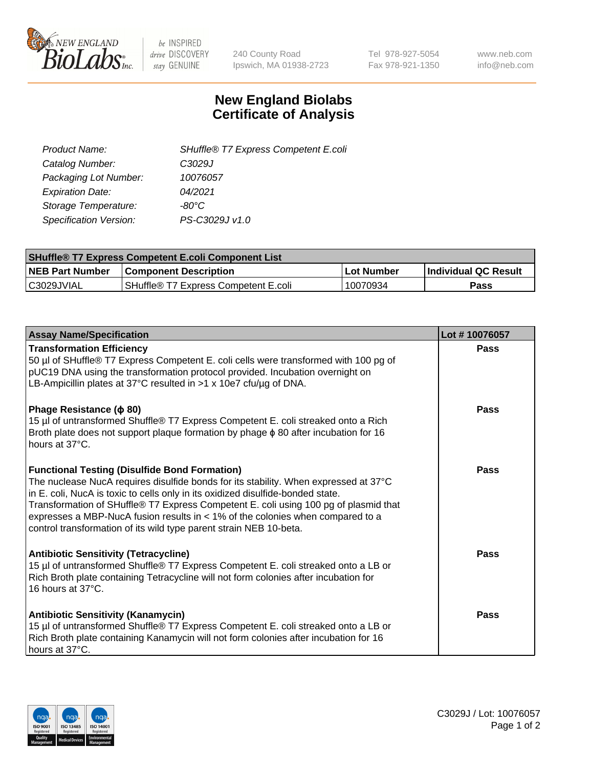240 County Road
Ipswich, MA 01938-2723

Tel 978-927-5054
Fax 978-921-1350

www.neb.com
info@neb.com

# New England Biolabs Certificate of Analysis

| | |
|---|---|
| *Product Name:* | *SHuffle® T7 Express Competent E.coli* |
| *Catalog Number:* | *C3029J* |
| *Packaging Lot Number:* | *10076057* |
| *Expiration Date:* | *04/2021* |
| *Storage Temperature:* | *-80°C* |
| *Specification Version:* | *PS-C3029J v1.0* |

| SHuffle® T7 Express Competent E.coli Component List | | | |
|---|---|---|---|
| **NEB Part Number** | **Component Description** | **Lot Number** | **Individual QC Result** |
| C3029JVIAL | SHuffle® T7 Express Competent E.coli | 10070934 | **Pass** |

| Assay Name/Specification | Lot # 10076057 |
|---|---|
| **Transformation Efficiency**<br>50 µl of SHuffle® T7 Express Competent E. coli cells were transformed with 100 pg of pUC19 DNA using the transformation protocol provided. Incubation overnight on LB-Ampicillin plates at 37°C resulted in >1 x 10e7 cfu/µg of DNA. | **Pass** |
| **Phage Resistance (ϕ 80)**<br>15 µl of untransformed Shuffle® T7 Express Competent E. coli streaked onto a Rich Broth plate does not support plaque formation by phage ϕ 80 after incubation for 16 hours at 37°C. | **Pass** |
| **Functional Testing (Disulfide Bond Formation)**<br>The nuclease NucA requires disulfide bonds for its stability. When expressed at 37°C in E. coli, NucA is toxic to cells only in its oxidized disulfide-bonded state. Transformation of SHuffle® T7 Express Competent E. coli using 100 pg of plasmid that expresses a MBP-NucA fusion results in < 1% of the colonies when compared to a control transformation of its wild type parent strain NEB 10-beta. | **Pass** |
| **Antibiotic Sensitivity (Tetracycline)**<br>15 µl of untransformed Shuffle® T7 Express Competent E. coli streaked onto a LB or Rich Broth plate containing Tetracycline will not form colonies after incubation for 16 hours at 37°C. | **Pass** |
| **Antibiotic Sensitivity (Kanamycin)**<br>15 µl of untransformed Shuffle® T7 Express Competent E. coli streaked onto a LB or Rich Broth plate containing Kanamycin will not form colonies after incubation for 16 hours at 37°C. | **Pass** |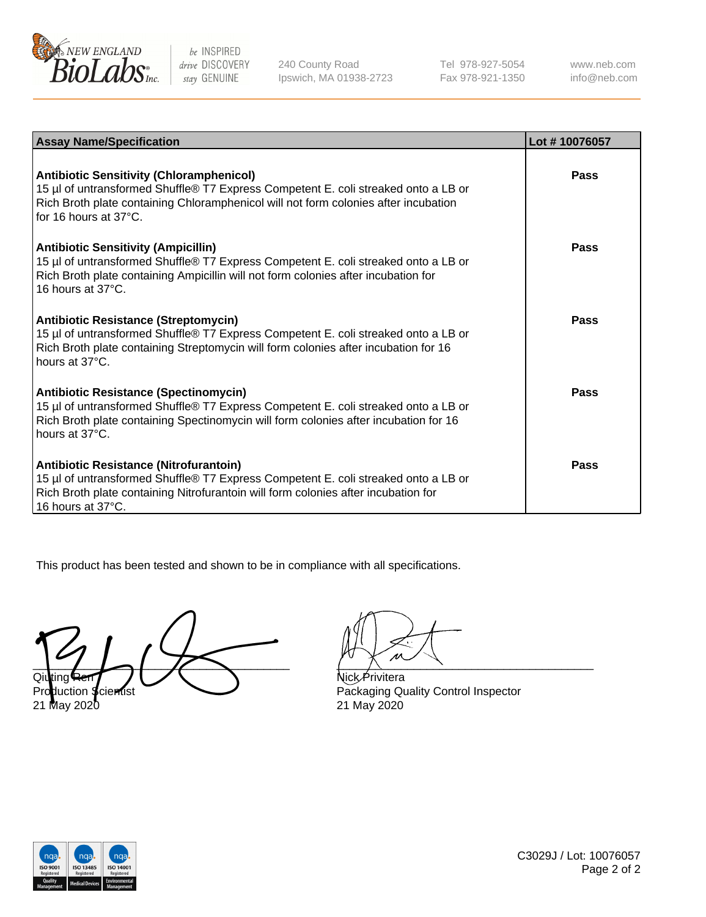| Assay Name/Specification | Lot # 10076057 |
|---|---|
| **Antibiotic Sensitivity (Chloramphenicol)**<br>15 µl of untransformed Shuffle® T7 Express Competent E. coli streaked onto a LB or Rich Broth plate containing Chloramphenicol will not form colonies after incubation for 16 hours at 37°C. | **Pass** |
| **Antibiotic Sensitivity (Ampicillin)**<br>15 µl of untransformed Shuffle® T7 Express Competent E. coli streaked onto a LB or Rich Broth plate containing Ampicillin will not form colonies after incubation for 16 hours at 37°C. | **Pass** |
| **Antibiotic Resistance (Streptomycin)**<br>15 µl of untransformed Shuffle® T7 Express Competent E. coli streaked onto a LB or Rich Broth plate containing Streptomycin will form colonies after incubation for 16 hours at 37°C. | **Pass** |
| **Antibiotic Resistance (Spectinomycin)**<br>15 µl of untransformed Shuffle® T7 Express Competent E. coli streaked onto a LB or Rich Broth plate containing Spectinomycin will form colonies after incubation for 16 hours at 37°C. | **Pass** |
| **Antibiotic Resistance (Nitrofurantoin)**<br>15 µl of untransformed Shuffle® T7 Express Competent E. coli streaked onto a LB or Rich Broth plate containing Nitrofurantoin will form colonies after incubation for 16 hours at 37°C. | **Pass** |

This product has been tested and shown to be in compliance with all specifications.

Qiuting Ren
Production Scientist
21 May 2020

Nick Privitera
Packaging Quality Control Inspector
21 May 2020

C3029J / Lot: 10076057